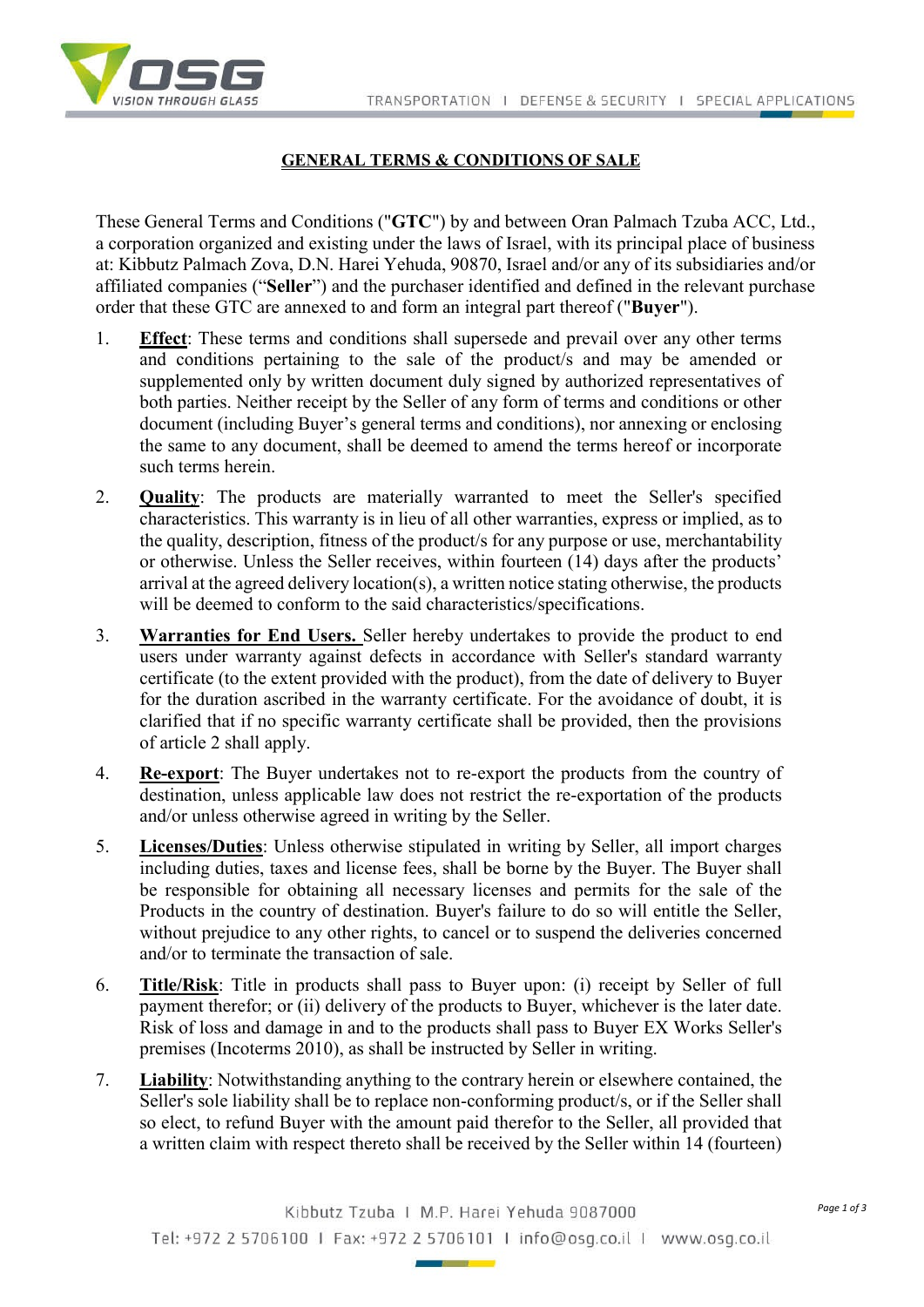## GENERAL TERMS & CONDITIONS OF SALE

These General Terms and Conditions ("**GTC**") by and between Oran Palmach Tzuba ACC, Ltd., a corporation organized and existing under the laws of Israel, with its principal place of business at: Kibbutz Palmach Zova, D.N. Harei Yehuda, 90870, Israel and/or any of its subsidiaries and/or affiliated companies ("**Seller**") and the purchaser identified and defined in the relevant purchase order that these GTC are annexed to and form an integral part thereof ("**Buyer**").

1. **Effect**: These terms and conditions shall supersede and prevail over any other terms and conditions pertaining to the sale of the product/s and may be amended or supplemented only by written document duly signed by authorized representatives of both parties. Neither receipt by the Seller of any form of terms and conditions or other document (including Buyer's general terms and conditions), nor annexing or enclosing the same to any document, shall be deemed to amend the terms hereof or incorporate such terms herein.

2. **Quality**: The products are materially warranted to meet the Seller's specified characteristics. This warranty is in lieu of all other warranties, express or implied, as to the quality, description, fitness of the product/s for any purpose or use, merchantability or otherwise. Unless the Seller receives, within fourteen (14) days after the products' arrival at the agreed delivery location(s), a written notice stating otherwise, the products will be deemed to conform to the said characteristics/specifications.

3. **Warranties for End Users.** Seller hereby undertakes to provide the product to end users under warranty against defects in accordance with Seller's standard warranty certificate (to the extent provided with the product), from the date of delivery to Buyer for the duration ascribed in the warranty certificate. For the avoidance of doubt, it is clarified that if no specific warranty certificate shall be provided, then the provisions of article 2 shall apply.

4. **Re-export**: The Buyer undertakes not to re-export the products from the country of destination, unless applicable law does not restrict the re-exportation of the products and/or unless otherwise agreed in writing by the Seller.

5. **Licenses/Duties**: Unless otherwise stipulated in writing by Seller, all import charges including duties, taxes and license fees, shall be borne by the Buyer. The Buyer shall be responsible for obtaining all necessary licenses and permits for the sale of the Products in the country of destination. Buyer's failure to do so will entitle the Seller, without prejudice to any other rights, to cancel or to suspend the deliveries concerned and/or to terminate the transaction of sale.

6. **Title/Risk**: Title in products shall pass to Buyer upon: (i) receipt by Seller of full payment therefor; or (ii) delivery of the products to Buyer, whichever is the later date. Risk of loss and damage in and to the products shall pass to Buyer EX Works Seller's premises (Incoterms 2010), as shall be instructed by Seller in writing.

7. **Liability**: Notwithstanding anything to the contrary herein or elsewhere contained, the Seller's sole liability shall be to replace non-conforming product/s, or if the Seller shall so elect, to refund Buyer with the amount paid therefor to the Seller, all provided that a written claim with respect thereto shall be received by the Seller within 14 (fourteen)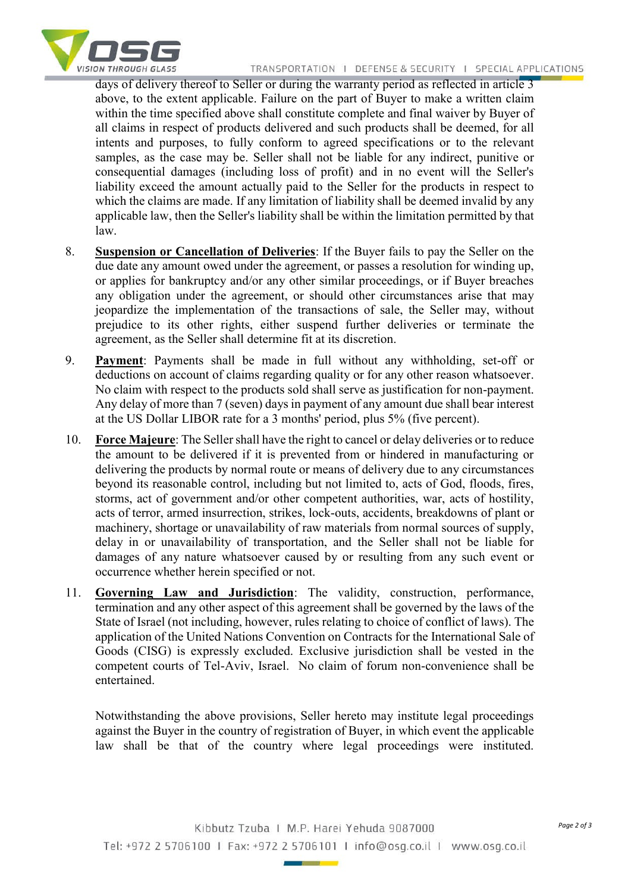days of delivery thereof to Seller or during the warranty period as reflected in article 3 above, to the extent applicable. Failure on the part of Buyer to make a written claim within the time specified above shall constitute complete and final waiver by Buyer of all claims in respect of products delivered and such products shall be deemed, for all intents and purposes, to fully conform to agreed specifications or to the relevant samples, as the case may be. Seller shall not be liable for any indirect, punitive or consequential damages (including loss of profit) and in no event will the Seller's liability exceed the amount actually paid to the Seller for the products in respect to which the claims are made. If any limitation of liability shall be deemed invalid by any applicable law, then the Seller's liability shall be within the limitation permitted by that law.

8. **Suspension or Cancellation of Deliveries**: If the Buyer fails to pay the Seller on the due date any amount owed under the agreement, or passes a resolution for winding up, or applies for bankruptcy and/or any other similar proceedings, or if Buyer breaches any obligation under the agreement, or should other circumstances arise that may jeopardize the implementation of the transactions of sale, the Seller may, without prejudice to its other rights, either suspend further deliveries or terminate the agreement, as the Seller shall determine fit at its discretion.

9. **Payment**: Payments shall be made in full without any withholding, set-off or deductions on account of claims regarding quality or for any other reason whatsoever. No claim with respect to the products sold shall serve as justification for non-payment. Any delay of more than 7 (seven) days in payment of any amount due shall bear interest at the US Dollar LIBOR rate for a 3 months' period, plus 5% (five percent).

10. **Force Majeure**: The Seller shall have the right to cancel or delay deliveries or to reduce the amount to be delivered if it is prevented from or hindered in manufacturing or delivering the products by normal route or means of delivery due to any circumstances beyond its reasonable control, including but not limited to, acts of God, floods, fires, storms, act of government and/or other competent authorities, war, acts of hostility, acts of terror, armed insurrection, strikes, lock-outs, accidents, breakdowns of plant or machinery, shortage or unavailability of raw materials from normal sources of supply, delay in or unavailability of transportation, and the Seller shall not be liable for damages of any nature whatsoever caused by or resulting from any such event or occurrence whether herein specified or not.

11. **Governing Law and Jurisdiction**: The validity, construction, performance, termination and any other aspect of this agreement shall be governed by the laws of the State of Israel (not including, however, rules relating to choice of conflict of laws). The application of the United Nations Convention on Contracts for the International Sale of Goods (CISG) is expressly excluded. Exclusive jurisdiction shall be vested in the competent courts of Tel-Aviv, Israel. No claim of forum non-convenience shall be entertained.

    Notwithstanding the above provisions, Seller hereto may institute legal proceedings against the Buyer in the country of registration of Buyer, in which event the applicable law shall be that of the country where legal proceedings were instituted.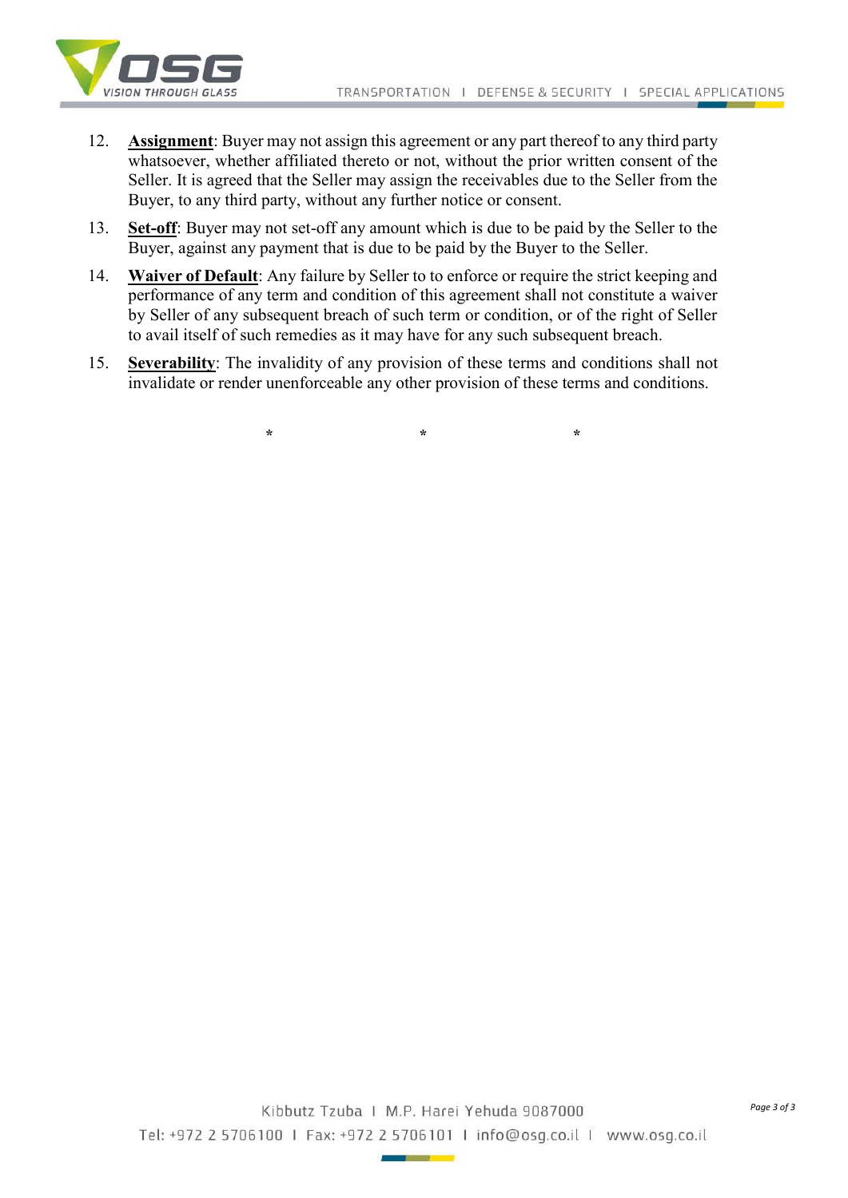12. **Assignment**: Buyer may not assign this agreement or any part thereof to any third party whatsoever, whether affiliated thereto or not, without the prior written consent of the Seller. It is agreed that the Seller may assign the receivables due to the Seller from the Buyer, to any third party, without any further notice or consent.

13. **Set-off**: Buyer may not set-off any amount which is due to be paid by the Seller to the Buyer, against any payment that is due to be paid by the Buyer to the Seller.

14. **Waiver of Default**: Any failure by Seller to to enforce or require the strict keeping and performance of any term and condition of this agreement shall not constitute a waiver by Seller of any subsequent breach of such term or condition, or of the right of Seller to avail itself of such remedies as it may have for any such subsequent breach.

15. **Severability**: The invalidity of any provision of these terms and conditions shall not invalidate or render unenforceable any other provision of these terms and conditions.

\*　　　\*　　　\*